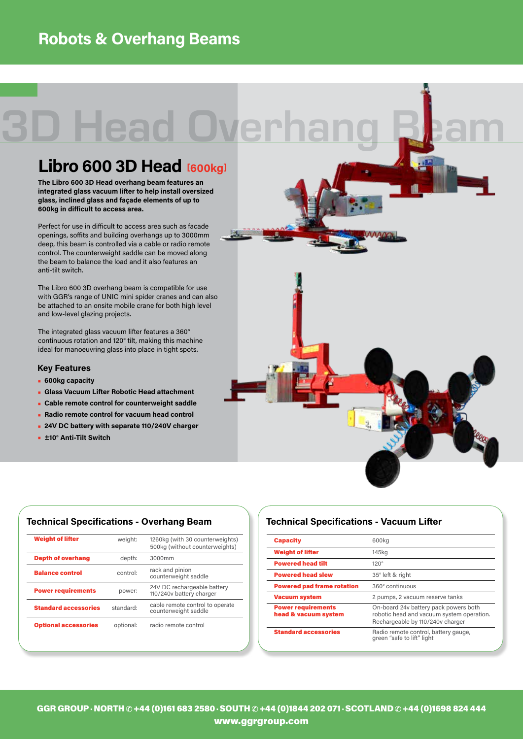# Robots & Overhang Beams

## 3D Head Overhang Beam

## Libro 600 3D Head [600kg]

**The Libro 600 3D Head overhang beam features an integrated glass vacuum lifter to help install oversized glass, inclined glass and façade elements of up to 600kg in difficult to access area.**

Perfect for use in difficult to access area such as facade openings, soffits and building overhangs up to 3000mm deep, this beam is controlled via a cable or radio remote control. The counterweight saddle can be moved along the beam to balance the load and it also features an anti-tilt switch.

The Libro 600 3D overhang beam is compatible for use with GGR's range of UNIC mini spider cranes and can also be attached to an onsite mobile crane for both high level and low-level glazing projects.

The integrated glass vacuum lifter features a 360° continuous rotation and 120° tilt, making this machine ideal for manoeuvring glass into place in tight spots.

### Key Features

- **600kg capacity**
- **Glass Vacuum Lifter Robotic Head attachment**
- **Cable remote control for counterweight saddle**
- **Radio remote control for vacuum head control**
- **24V DC battery with separate 110/240V charger**
- **±10° Anti-Tilt Switch**

### Technical Specifications - Overhang Beam

| | | |
|---|---|---|
| **Weight of lifter** | weight: | 1260kg (with 30 counterweights) 500kg (without counterweights) |
| **Depth of overhang** | depth: | 3000mm |
| **Balance control** | control: | rack and pinion counterweight saddle |
| **Power requirements** | power: | 24V DC rechargeable battery 110/240v battery charger |
| **Standard accessories** | standard: | cable remote control to operate counterweight saddle |
| **Optional accessories** | optional: | radio remote control |

### Technical Specifications - Vacuum Lifter

| | |
|---|---|
| **Capacity** | 600kg |
| **Weight of lifter** | 145kg |
| **Powered head tilt** | 120° |
| **Powered head slew** | 35° left & right |
| **Powered pad frame rotation** | 360° continuous |
| **Vacuum system** | 2 pumps, 2 vacuum reserve tanks |
| **Power requirements head & vacuum system** | On-board 24v battery pack powers both robotic head and vacuum system operation. Rechargeable by 110/240v charger |
| **Standard accessories** | Radio remote control, battery gauge, green "safe to lift" light |

**GGR GROUP · NORTH ✆ +44 (0)161 683 2580 · SOUTH ✆ +44 (0)1844 202 071 · SCOTLAND ✆ +44 (0)1698 824 444**
**www.ggrgroup.com**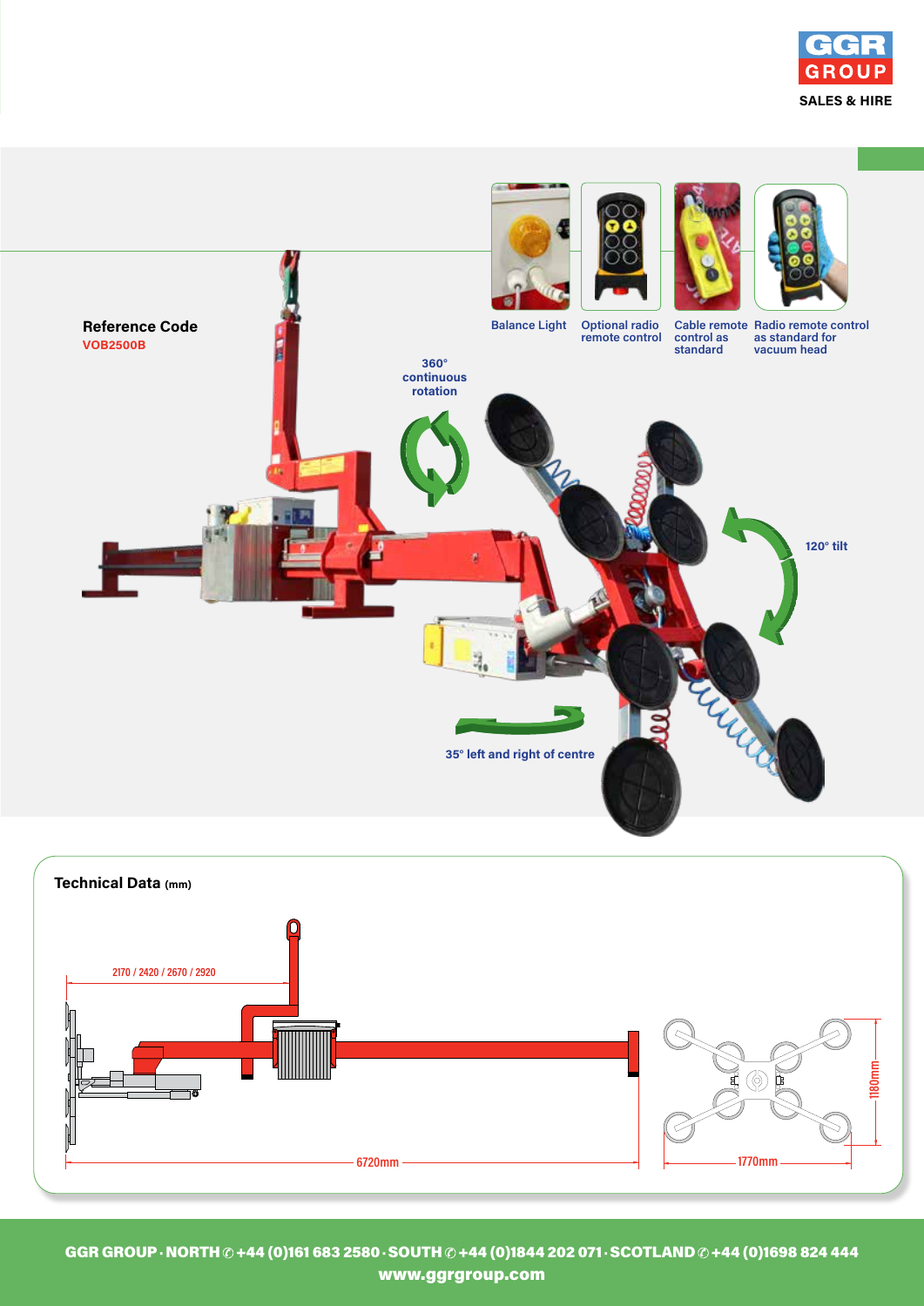**Reference Code**
VOB2500B

Balance Light

Optional radio remote control

Cable remote control as standard

Radio remote control as standard for vacuum head

360° continuous rotation

120° tilt

35° left and right of centre

## Technical Data (mm)

2170 / 2420 / 2670 / 2920

6720mm

1180mm

1770mm

GGR GROUP · NORTH ✆ +44 (0)161 683 2580 · SOUTH ✆ +44 (0)1844 202 071 · SCOTLAND ✆ +44 (0)1698 824 444

www.ggrgroup.com